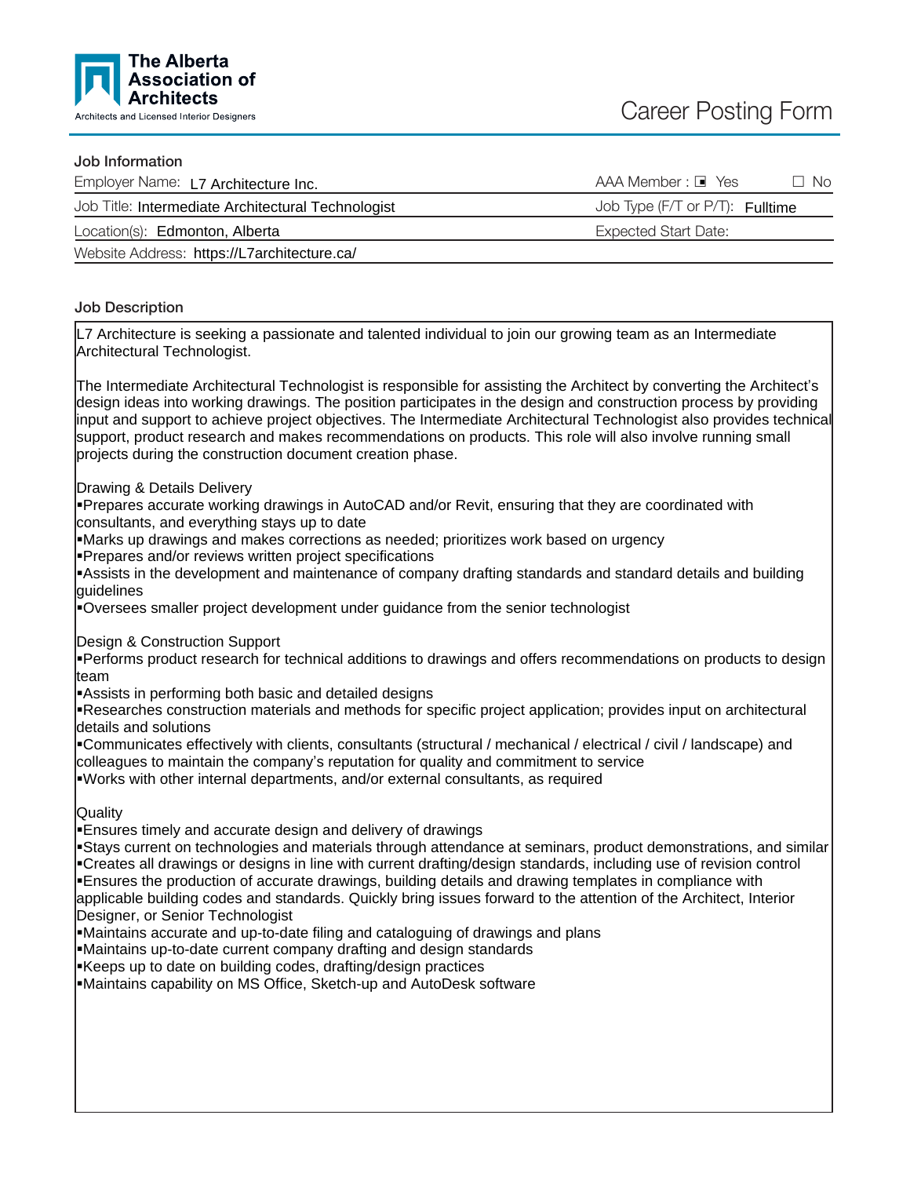The Alberta Association of Architects

Architects and Licensed Interior Designers

# Career Posting Form

## Job Information

| | |
|---|---|
| Employer Name: L7 Architecture Inc. | AAA Member : ■ Yes ☐ No |
| Job Title: Intermediate Architectural Technologist | Job Type (F/T or P/T): Fulltime |
| Location(s): Edmonton, Alberta | Expected Start Date: |
| Website Address: https://L7architecture.ca/ | |

## Job Description

L7 Architecture is seeking a passionate and talented individual to join our growing team as an Intermediate Architectural Technologist.

The Intermediate Architectural Technologist is responsible for assisting the Architect by converting the Architect's design ideas into working drawings. The position participates in the design and construction process by providing input and support to achieve project objectives. The Intermediate Architectural Technologist also provides technical support, product research and makes recommendations on products. This role will also involve running small projects during the construction document creation phase.

Drawing & Details Delivery

- Prepares accurate working drawings in AutoCAD and/or Revit, ensuring that they are coordinated with consultants, and everything stays up to date
- Marks up drawings and makes corrections as needed; prioritizes work based on urgency
- Prepares and/or reviews written project specifications
- Assists in the development and maintenance of company drafting standards and standard details and building guidelines
- Oversees smaller project development under guidance from the senior technologist

Design & Construction Support

- Performs product research for technical additions to drawings and offers recommendations on products to design team
- Assists in performing both basic and detailed designs
- Researches construction materials and methods for specific project application; provides input on architectural details and solutions
- Communicates effectively with clients, consultants (structural / mechanical / electrical / civil / landscape) and colleagues to maintain the company's reputation for quality and commitment to service
- Works with other internal departments, and/or external consultants, as required

Quality

- Ensures timely and accurate design and delivery of drawings
- Stays current on technologies and materials through attendance at seminars, product demonstrations, and similar
- Creates all drawings or designs in line with current drafting/design standards, including use of revision control
- Ensures the production of accurate drawings, building details and drawing templates in compliance with applicable building codes and standards. Quickly bring issues forward to the attention of the Architect, Interior Designer, or Senior Technologist
- Maintains accurate and up-to-date filing and cataloguing of drawings and plans
- Maintains up-to-date current company drafting and design standards
- Keeps up to date on building codes, drafting/design practices
- Maintains capability on MS Office, Sketch-up and AutoDesk software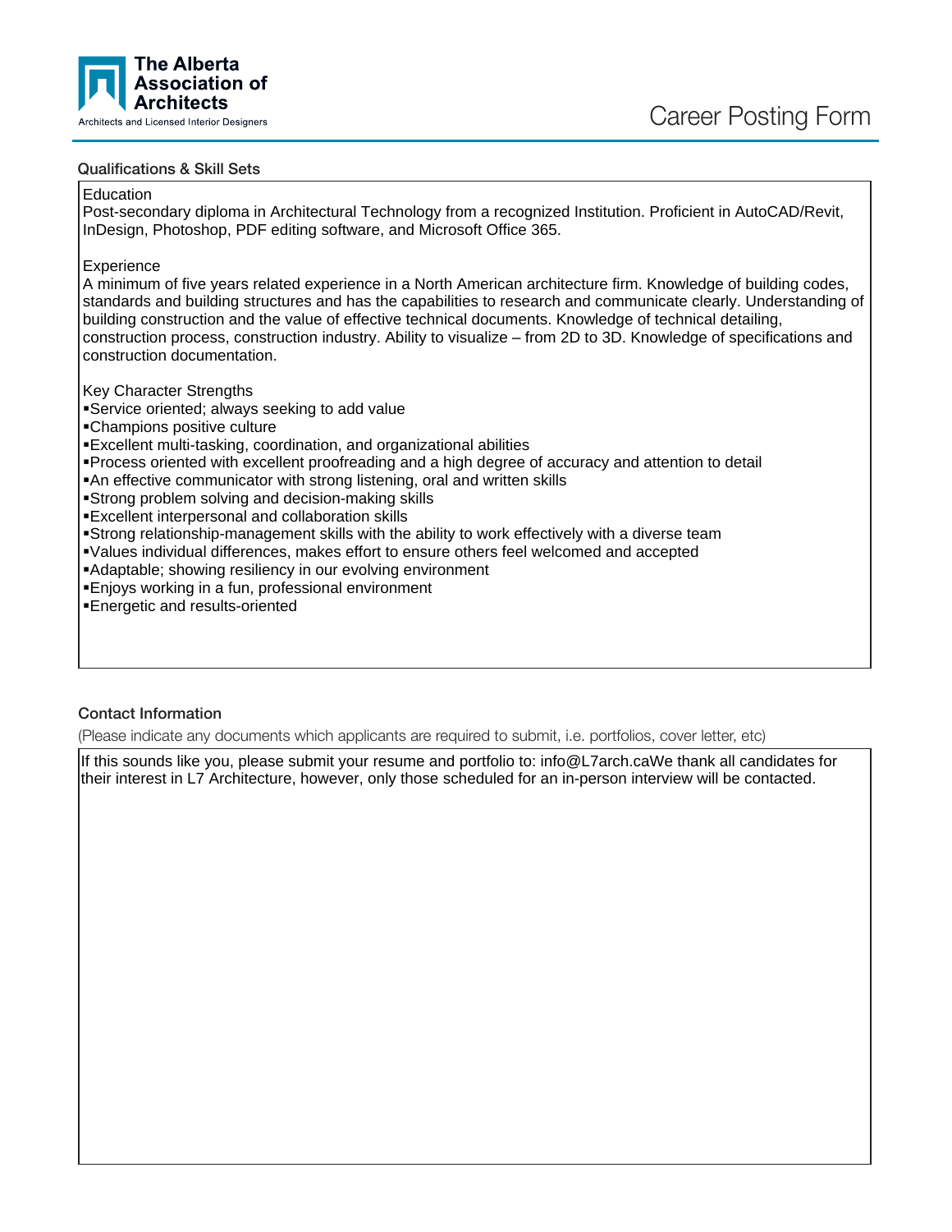The Alberta Association of Architects
Architects and Licensed Interior Designers

# Career Posting Form

## Qualifications & Skill Sets

Education
Post-secondary diploma in Architectural Technology from a recognized Institution. Proficient in AutoCAD/Revit, InDesign, Photoshop, PDF editing software, and Microsoft Office 365.

Experience
A minimum of five years related experience in a North American architecture firm. Knowledge of building codes, standards and building structures and has the capabilities to research and communicate clearly. Understanding of building construction and the value of effective technical documents. Knowledge of technical detailing, construction process, construction industry. Ability to visualize – from 2D to 3D. Knowledge of specifications and construction documentation.

Key Character Strengths

- Service oriented; always seeking to add value
- Champions positive culture
- Excellent multi-tasking, coordination, and organizational abilities
- Process oriented with excellent proofreading and a high degree of accuracy and attention to detail
- An effective communicator with strong listening, oral and written skills
- Strong problem solving and decision-making skills
- Excellent interpersonal and collaboration skills
- Strong relationship-management skills with the ability to work effectively with a diverse team
- Values individual differences, makes effort to ensure others feel welcomed and accepted
- Adaptable; showing resiliency in our evolving environment
- Enjoys working in a fun, professional environment
- Energetic and results-oriented

## Contact Information

(Please indicate any documents which applicants are required to submit, i.e. portfolios, cover letter, etc)

If this sounds like you, please submit your resume and portfolio to: info@L7arch.caWe thank all candidates for their interest in L7 Architecture, however, only those scheduled for an in-person interview will be contacted.